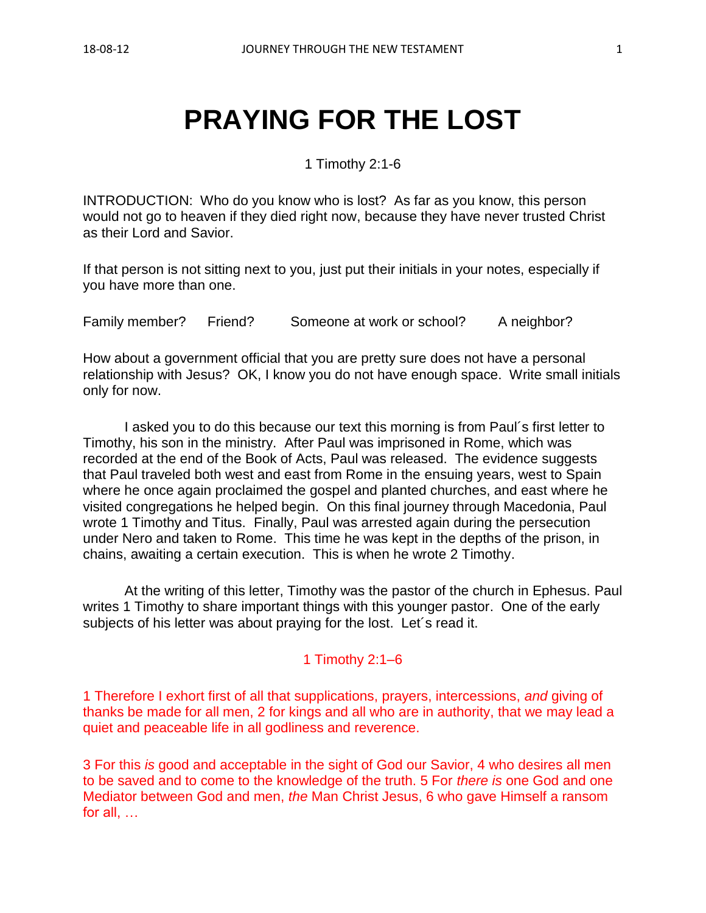# PRAYING FOR THE LOST

1 Timothy 2:1-6

INTRODUCTION: Who do you know who is lost? As far as you know, this person would not go to heaven if they died right now, because they have never trusted Christ as their Lord and Savior.

If that person is not sitting next to you, just put their initials in your notes, especially if you have more than one.

Family member? Friend? Someone at work or school? A neighbor?

How about a government official that you are pretty sure does not have a personal relationship with Jesus? OK, I know you do not have enough space. Write small initials only for now.

I asked you to do this because our text this morning is from Paul´s first letter to Timothy, his son in the ministry. After Paul was imprisoned in Rome, which was recorded at the end of the Book of Acts, Paul was released. The evidence suggests that Paul traveled both west and east from Rome in the ensuing years, west to Spain where he once again proclaimed the gospel and planted churches, and east where he visited congregations he helped begin. On this final journey through Macedonia, Paul wrote 1 Timothy and Titus. Finally, Paul was arrested again during the persecution under Nero and taken to Rome. This time he was kept in the depths of the prison, in chains, awaiting a certain execution. This is when he wrote 2 Timothy.

At the writing of this letter, Timothy was the pastor of the church in Ephesus. Paul writes 1 Timothy to share important things with this younger pastor. One of the early subjects of his letter was about praying for the lost. Let´s read it.

1 Timothy 2:1–6

1 Therefore I exhort first of all that supplications, prayers, intercessions, *and* giving of thanks be made for all men, 2 for kings and all who are in authority, that we may lead a quiet and peaceable life in all godliness and reverence.

3 For this *is* good and acceptable in the sight of God our Savior, 4 who desires all men to be saved and to come to the knowledge of the truth. 5 For *there is* one God and one Mediator between God and men, *the* Man Christ Jesus, 6 who gave Himself a ransom for all, …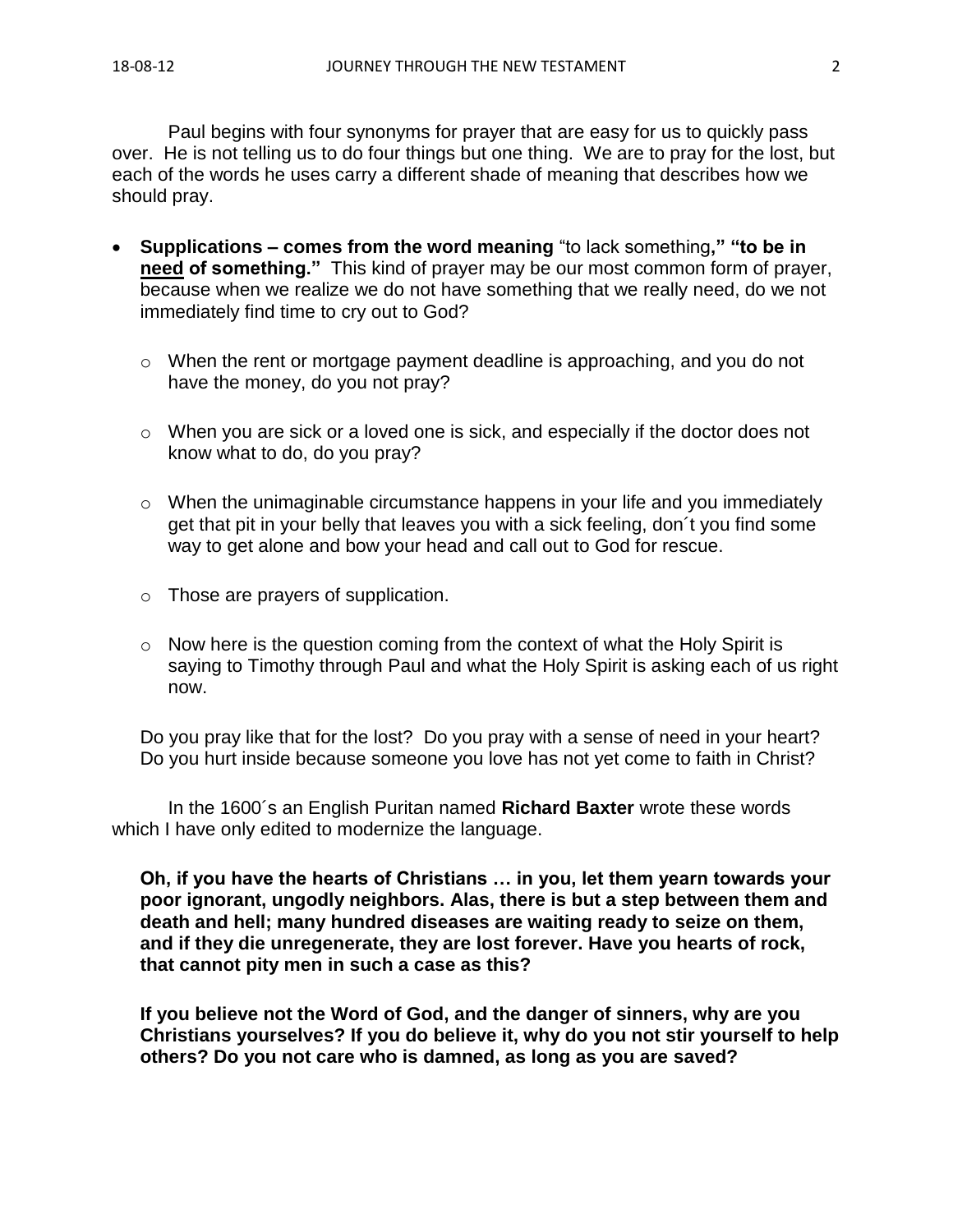Paul begins with four synonyms for prayer that are easy for us to quickly pass over. He is not telling us to do four things but one thing. We are to pray for the lost, but each of the words he uses carry a different shade of meaning that describes how we should pray.

- **Supplications – comes from the word meaning** "to lack something**," "to be in <u>need</u> of something."** This kind of prayer may be our most common form of prayer, because when we realize we do not have something that we really need, do we not immediately find time to cry out to God?
  - When the rent or mortgage payment deadline is approaching, and you do not have the money, do you not pray?
  - When you are sick or a loved one is sick, and especially if the doctor does not know what to do, do you pray?
  - When the unimaginable circumstance happens in your life and you immediately get that pit in your belly that leaves you with a sick feeling, don´t you find some way to get alone and bow your head and call out to God for rescue.
  - Those are prayers of supplication.
  - Now here is the question coming from the context of what the Holy Spirit is saying to Timothy through Paul and what the Holy Spirit is asking each of us right now.

  Do you pray like that for the lost? Do you pray with a sense of need in your heart? Do you hurt inside because someone you love has not yet come to faith in Christ?

In the 1600´s an English Puritan named **Richard Baxter** wrote these words which I have only edited to modernize the language.

**Oh, if you have the hearts of Christians … in you, let them yearn towards your poor ignorant, ungodly neighbors. Alas, there is but a step between them and death and hell; many hundred diseases are waiting ready to seize on them, and if they die unregenerate, they are lost forever. Have you hearts of rock, that cannot pity men in such a case as this?**

**If you believe not the Word of God, and the danger of sinners, why are you Christians yourselves? If you do believe it, why do you not stir yourself to help others? Do you not care who is damned, as long as you are saved?**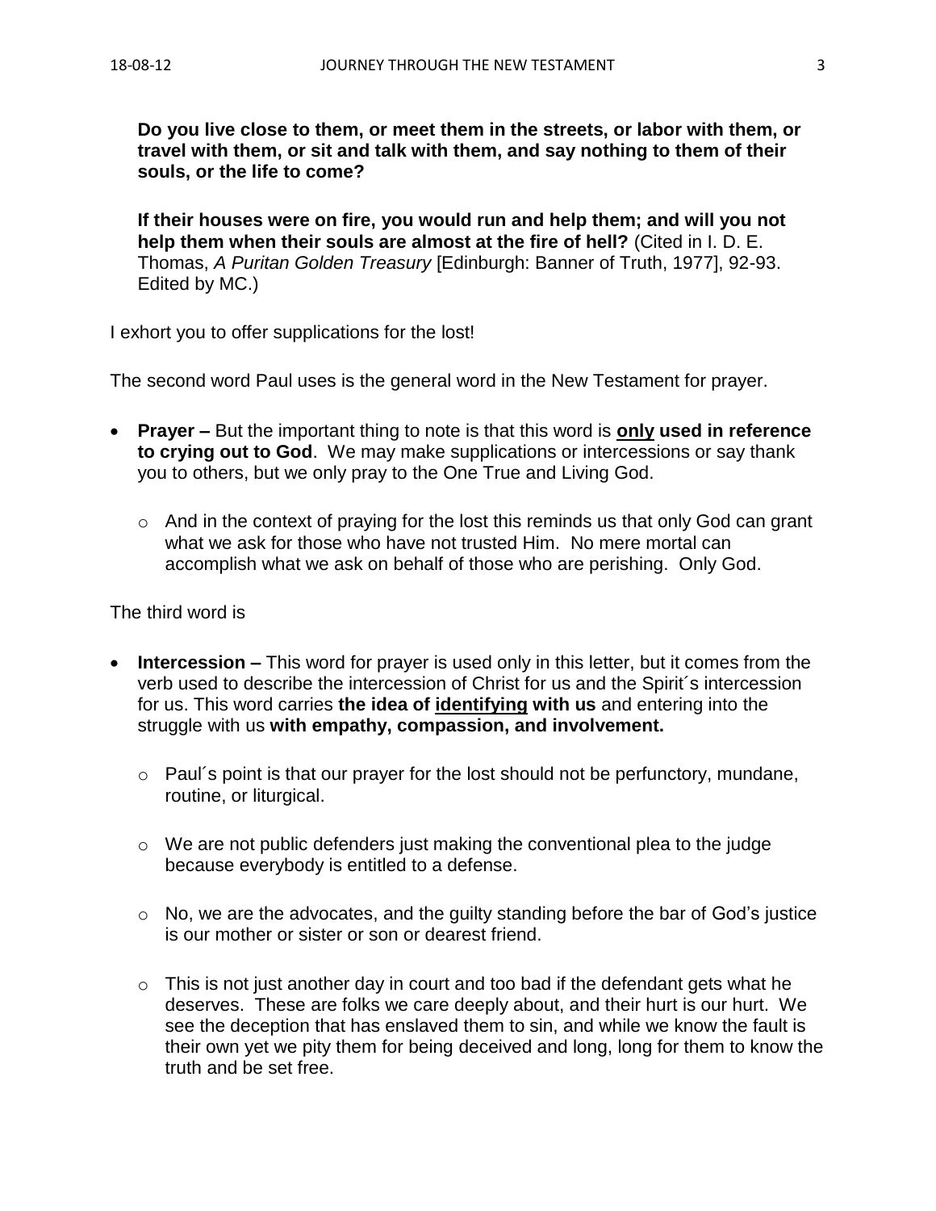**Do you live close to them, or meet them in the streets, or labor with them, or travel with them, or sit and talk with them, and say nothing to them of their souls, or the life to come?**

**If their houses were on fire, you would run and help them; and will you not help them when their souls are almost at the fire of hell?** (Cited in I. D. E. Thomas, *A Puritan Golden Treasury* [Edinburgh: Banner of Truth, 1977], 92-93. Edited by MC.)

I exhort you to offer supplications for the lost!

The second word Paul uses is the general word in the New Testament for prayer.

- **Prayer –** But the important thing to note is that this word is **<u>only</u> used in reference to crying out to God**. We may make supplications or intercessions or say thank you to others, but we only pray to the One True and Living God.
  - And in the context of praying for the lost this reminds us that only God can grant what we ask for those who have not trusted Him. No mere mortal can accomplish what we ask on behalf of those who are perishing. Only God.

The third word is

- **Intercession –** This word for prayer is used only in this letter, but it comes from the verb used to describe the intercession of Christ for us and the Spirit´s intercession for us. This word carries **the idea of <u>identifying</u> with us** and entering into the struggle with us **with empathy, compassion, and involvement.**
  - Paul´s point is that our prayer for the lost should not be perfunctory, mundane, routine, or liturgical.
  - We are not public defenders just making the conventional plea to the judge because everybody is entitled to a defense.
  - No, we are the advocates, and the guilty standing before the bar of God's justice is our mother or sister or son or dearest friend.
  - This is not just another day in court and too bad if the defendant gets what he deserves. These are folks we care deeply about, and their hurt is our hurt. We see the deception that has enslaved them to sin, and while we know the fault is their own yet we pity them for being deceived and long, long for them to know the truth and be set free.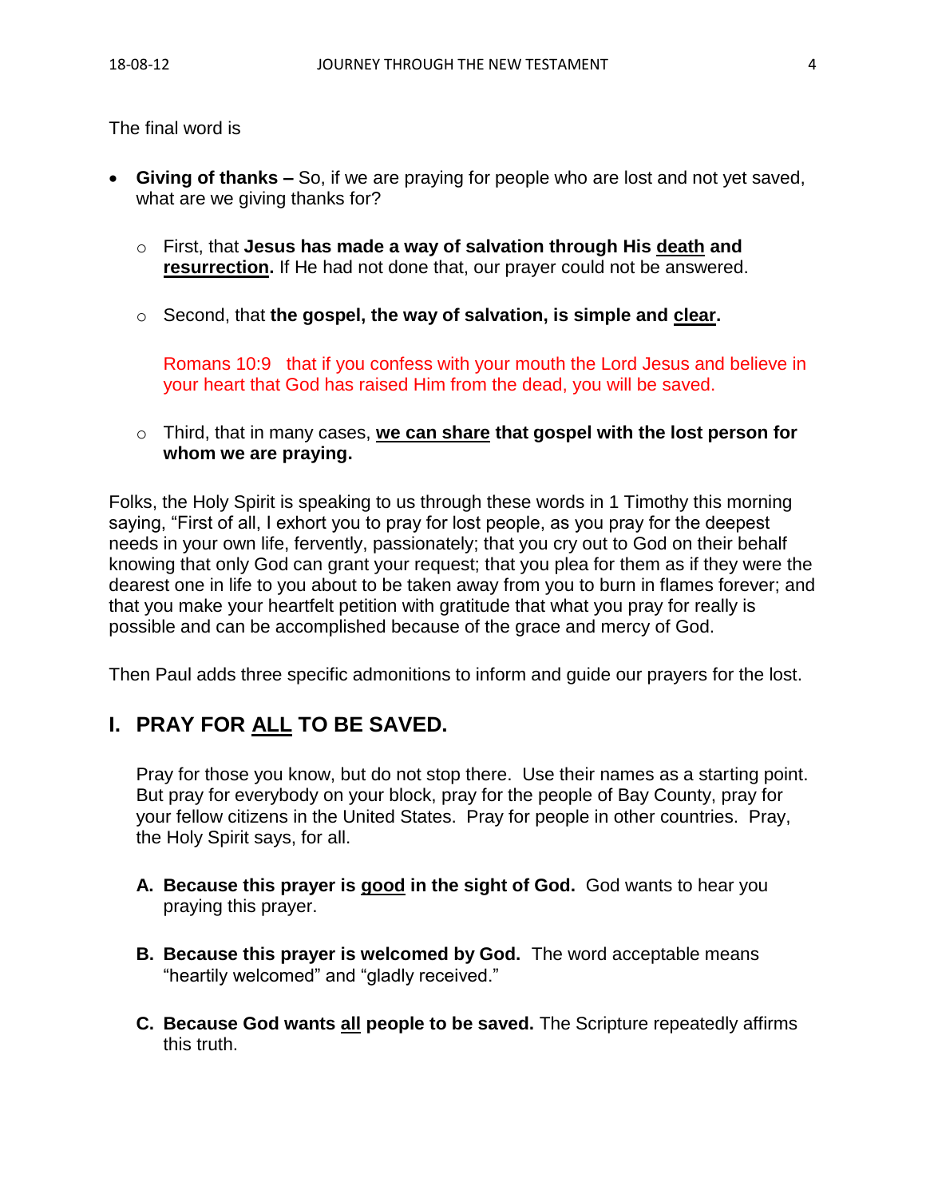The final word is

- **Giving of thanks –** So, if we are praying for people who are lost and not yet saved, what are we giving thanks for?

  - First, that **Jesus has made a way of salvation through His <u>death</u> and <u>resurrection</u>.** If He had not done that, our prayer could not be answered.

  - Second, that **the gospel, the way of salvation, is simple and <u>clear</u>.**

    Romans 10:9 that if you confess with your mouth the Lord Jesus and believe in your heart that God has raised Him from the dead, you will be saved.

  - Third, that in many cases, **<u>we can share</u> that gospel with the lost person for whom we are praying.**

Folks, the Holy Spirit is speaking to us through these words in 1 Timothy this morning saying, "First of all, I exhort you to pray for lost people, as you pray for the deepest needs in your own life, fervently, passionately; that you cry out to God on their behalf knowing that only God can grant your request; that you plea for them as if they were the dearest one in life to you about to be taken away from you to burn in flames forever; and that you make your heartfelt petition with gratitude that what you pray for really is possible and can be accomplished because of the grace and mercy of God.

Then Paul adds three specific admonitions to inform and guide our prayers for the lost.

## I. PRAY FOR <u>ALL</u> TO BE SAVED.

Pray for those you know, but do not stop there. Use their names as a starting point. But pray for everybody on your block, pray for the people of Bay County, pray for your fellow citizens in the United States. Pray for people in other countries. Pray, the Holy Spirit says, for all.

A. **Because this prayer is <u>good</u> in the sight of God.** God wants to hear you praying this prayer.

B. **Because this prayer is welcomed by God.** The word acceptable means "heartily welcomed" and "gladly received."

C. **Because God wants <u>all</u> people to be saved.** The Scripture repeatedly affirms this truth.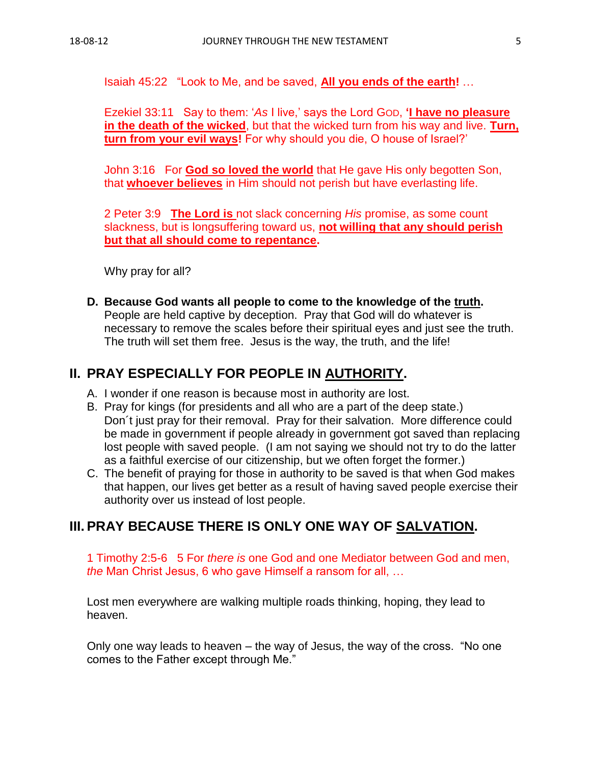Isaiah 45:22 "Look to Me, and be saved, **All you ends of the earth!** …

Ezekiel 33:11 Say to them: '*As* I live,' says the Lord GOD, **'I have no pleasure in the death of the wicked**, but that the wicked turn from his way and live. **Turn, turn from your evil ways!** For why should you die, O house of Israel?'

John 3:16 For **God so loved the world** that He gave His only begotten Son, that **whoever believes** in Him should not perish but have everlasting life.

2 Peter 3:9 **The Lord is** not slack concerning *His* promise, as some count slackness, but is longsuffering toward us, **not willing that any should perish but that all should come to repentance.**

Why pray for all?

**D. Because God wants all people to come to the knowledge of the truth.** People are held captive by deception. Pray that God will do whatever is necessary to remove the scales before their spiritual eyes and just see the truth. The truth will set them free. Jesus is the way, the truth, and the life!

## II. PRAY ESPECIALLY FOR PEOPLE IN AUTHORITY.

A. I wonder if one reason is because most in authority are lost.
B. Pray for kings (for presidents and all who are a part of the deep state.) Don´t just pray for their removal. Pray for their salvation. More difference could be made in government if people already in government got saved than replacing lost people with saved people. (I am not saying we should not try to do the latter as a faithful exercise of our citizenship, but we often forget the former.)
C. The benefit of praying for those in authority to be saved is that when God makes that happen, our lives get better as a result of having saved people exercise their authority over us instead of lost people.

## III. PRAY BECAUSE THERE IS ONLY ONE WAY OF SALVATION.

1 Timothy 2:5-6 5 For *there is* one God and one Mediator between God and men, *the* Man Christ Jesus, 6 who gave Himself a ransom for all, …

Lost men everywhere are walking multiple roads thinking, hoping, they lead to heaven.

Only one way leads to heaven – the way of Jesus, the way of the cross. "No one comes to the Father except through Me."